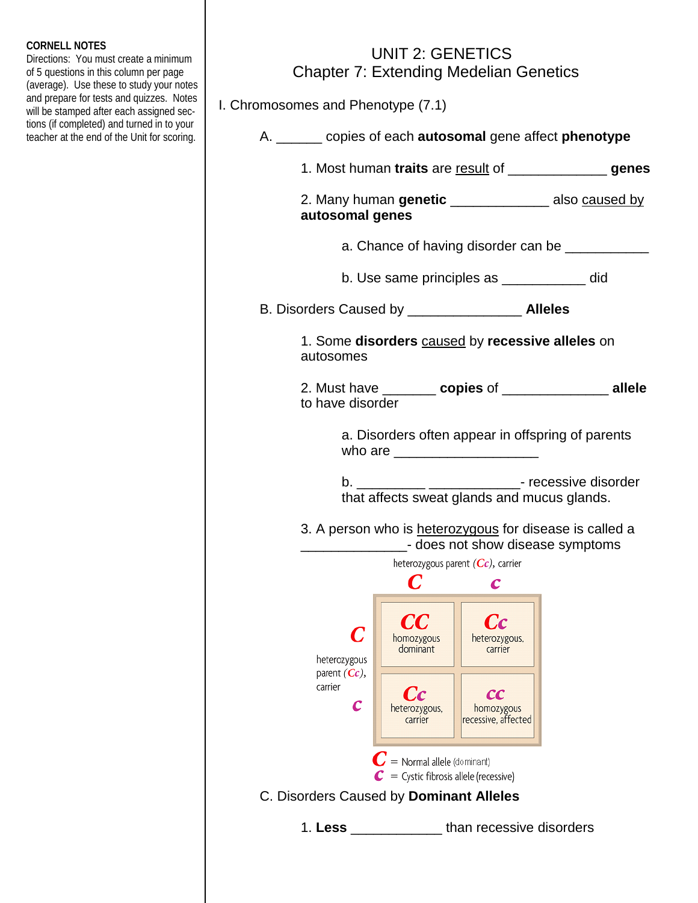**CORNELL NOTES**

Directions: You must create a minimum of 5 questions in this column per page (average). Use these to study your notes and prepare for tests and quizzes. Notes will be stamped after each assigned sections (if completed) and turned in to your teacher at the end of the Unit for scoring.

# UNIT 2: GENETICS
## Chapter 7: Extending Medelian Genetics

I. Chromosomes and Phenotype (7.1)

A. ______ copies of each **autosomal** gene affect **phenotype**

1. Most human **traits** are result of _____________ **genes**

2. Many human **genetic** _____________ also caused by **autosomal genes**

a. Chance of having disorder can be ___________

b. Use same principles as ___________ did

B. Disorders Caused by _______________ **Alleles**

1. Some **disorders** caused by **recessive alleles** on autosomes

2. Must have _______ **copies** of ______________ **allele** to have disorder

a. Disorders often appear in offspring of parents who are ___________________

b. _________ ____________- recessive disorder that affects sweat glands and mucus glands.

3. A person who is heterozygous for disease is called a ______________- does not show disease symptoms

heterozygous parent (*Cc*), carrier

| | *C* | *c* |
|---|---|---|
| ***C*** heterozygous parent (*Cc*), carrier | ***CC*** homozygous dominant | ***Cc*** heterozygous, carrier |
| ***c*** | ***Cc*** heterozygous, carrier | ***cc*** homozygous recessive, affected |

*C* = Normal allele (dominant)
*c* = Cystic fibrosis allele (recessive)

C. Disorders Caused by **Dominant Alleles**

1. **Less** ____________ than recessive disorders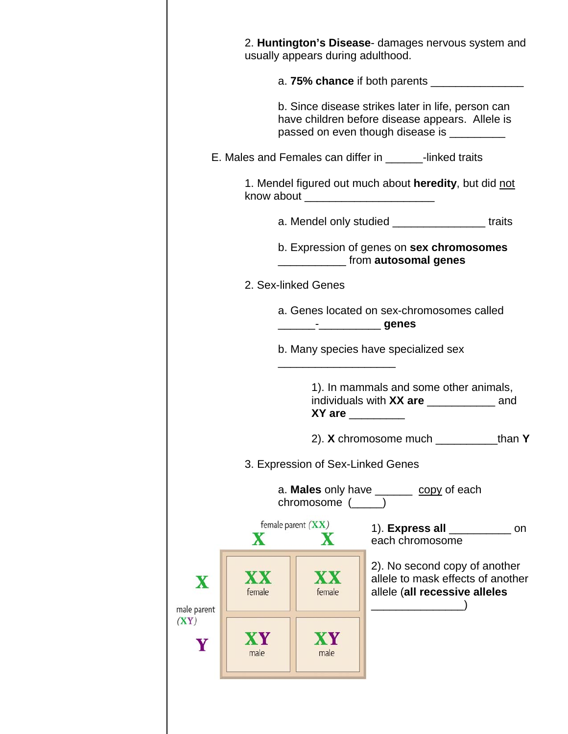2. **Huntington's Disease**- damages nervous system and usually appears during adulthood.

a. **75% chance** if both parents _______________

b. Since disease strikes later in life, person can have children before disease appears. Allele is passed on even though disease is _________

E. Males and Females can differ in ______-linked traits

1. Mendel figured out much about **heredity**, but did not know about _____________________

a. Mendel only studied _______________ traits

b. Expression of genes on **sex chromosomes** ___________ from **autosomal genes**

2. Sex-linked Genes

a. Genes located on sex-chromosomes called ______-__________ **genes**

b. Many species have specialized sex ___________________

1). In mammals and some other animals, individuals with **XX are** ___________ and **XY are** _________

2). **X** chromosome much __________than **Y**

3. Expression of Sex-Linked Genes

a. **Males** only have ______ copy of each chromosome (_____)

| | female parent (XX) X | X |
|---|---|---|
| male parent (XY) X | XX female | XX female |
| Y | XY male | XY male |

1). **Express all** __________ on each chromosome

2). No second copy of another allele to mask effects of another allele (**all recessive alleles** _______________)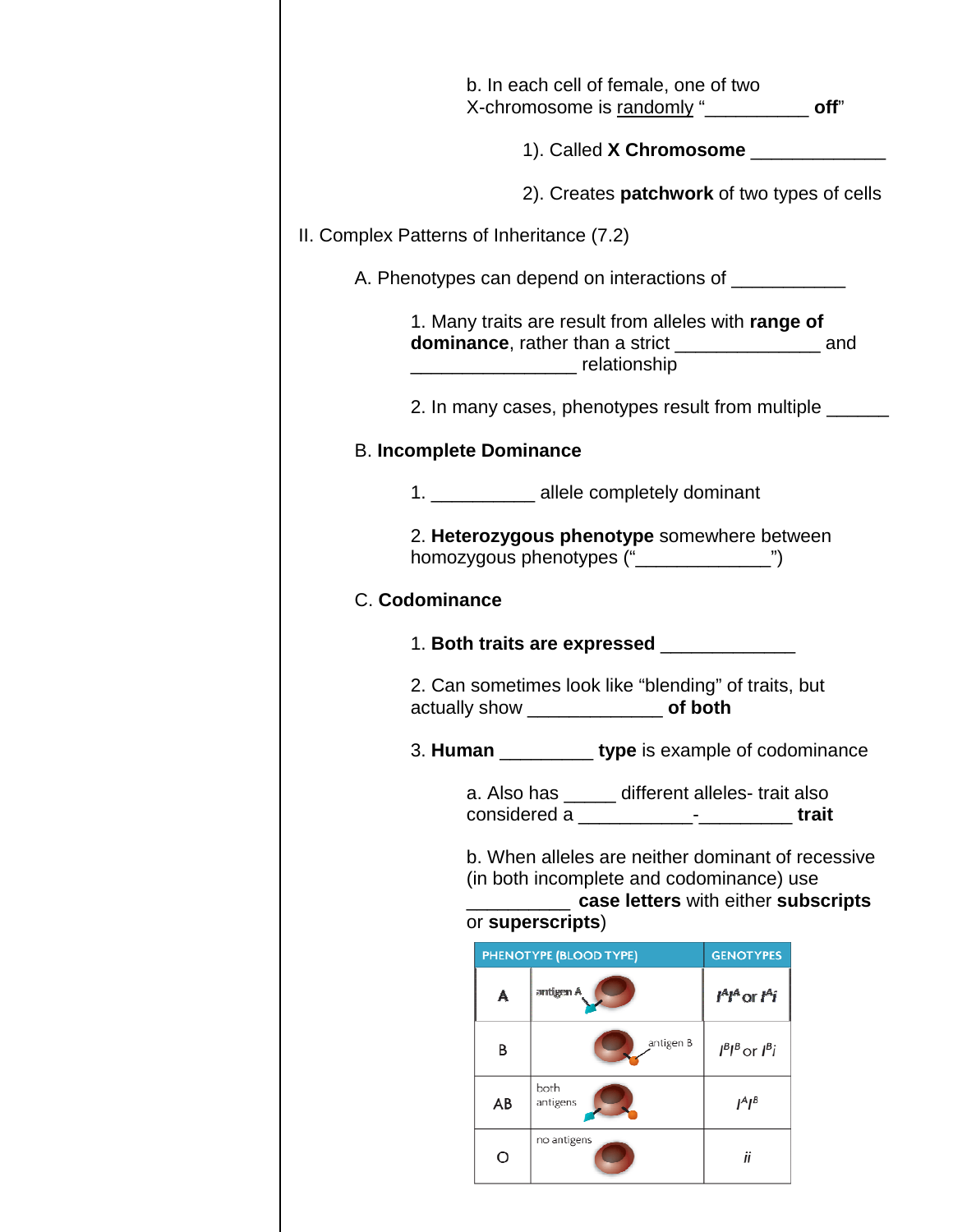b. In each cell of female, one of two X-chromosome is randomly "__________ **off**"

1). Called **X Chromosome** _____________

2). Creates **patchwork** of two types of cells

II. Complex Patterns of Inheritance (7.2)

A. Phenotypes can depend on interactions of ___________

1. Many traits are result from alleles with **range of dominance**, rather than a strict ______________ and ________________ relationship

2. In many cases, phenotypes result from multiple ______

B. **Incomplete Dominance**

1. __________ allele completely dominant

2. **Heterozygous phenotype** somewhere between homozygous phenotypes ("_____________")

C. **Codominance**

1. **Both traits are expressed** _____________

2. Can sometimes look like "blending" of traits, but actually show _____________ **of both**

3. **Human** _________ **type** is example of codominance

a. Also has _____ different alleles- trait also considered a ___________-_________ **trait**

b. When alleles are neither dominant of recessive (in both incomplete and codominance) use __________ **case letters** with either **subscripts** or **superscripts**)

| PHENOTYPE (BLOOD TYPE) | | GENOTYPES |
|---|---|---|
| A | antigen A | $I^AI^A$ or $I^Ai$ |
| B | antigen B | $I^BI^B$ or $I^Bi$ |
| AB | both antigens | $I^AI^B$ |
| O | no antigens | $ii$ |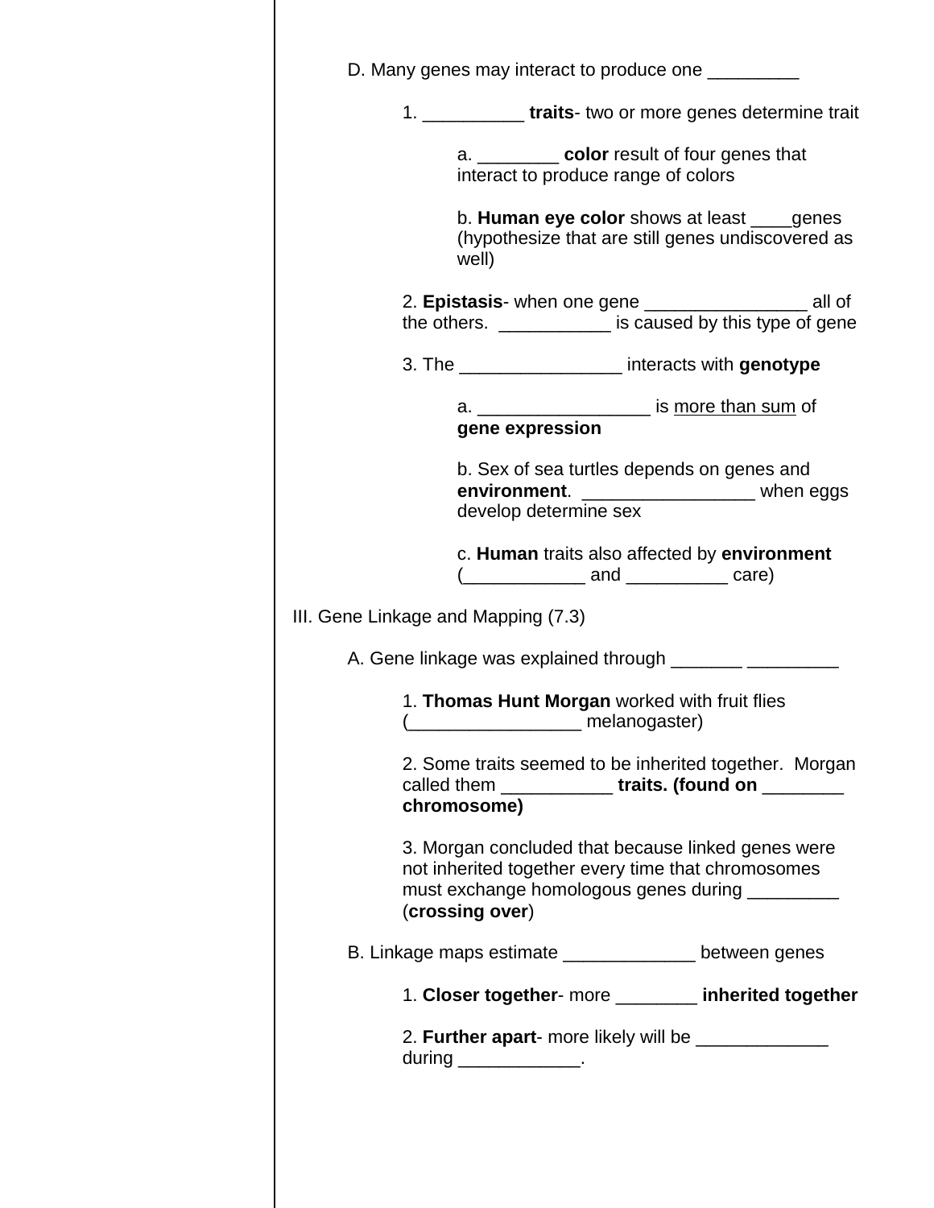D. Many genes may interact to produce one _________

1. __________ **traits**- two or more genes determine trait

   a. ________ **color** result of four genes that interact to produce range of colors

   b. **Human eye color** shows at least ____genes (hypothesize that are still genes undiscovered as well)

2. **Epistasis**- when one gene ________________ all of the others.  ___________ is caused by this type of gene

3. The ________________ interacts with **genotype**

   a. _________________ is <u>more than sum</u> of **gene expression**

   b. Sex of sea turtles depends on genes and **environment**.  _________________ when eggs develop determine sex

   c. **Human** traits also affected by **environment** (____________ and __________ care)

III. Gene Linkage and Mapping (7.3)

A. Gene linkage was explained through _______ _________

1. **Thomas Hunt Morgan** worked with fruit flies (_________________ melanogaster)

2. Some traits seemed to be inherited together.  Morgan called them ___________ **traits. (found on ________ chromosome)**

3. Morgan concluded that because linked genes were not inherited together every time that chromosomes must exchange homologous genes during _________ (**crossing over**)

B. Linkage maps estimate _____________ between genes

1. **Closer together**- more ________ **inherited together**

2. **Further apart**- more likely will be _____________ during ____________.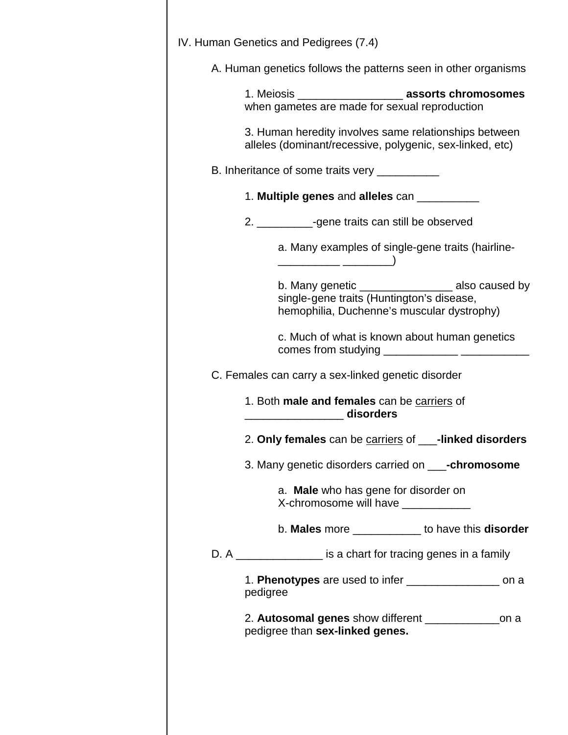IV. Human Genetics and Pedigrees (7.4)

A. Human genetics follows the patterns seen in other organisms

1. Meiosis _________________ **assorts chromosomes** when gametes are made for sexual reproduction

3. Human heredity involves same relationships between alleles (dominant/recessive, polygenic, sex-linked, etc)

B. Inheritance of some traits very __________

1. **Multiple genes** and **alleles** can __________

2. _________-gene traits can still be observed

a. Many examples of single-gene traits (hairline- __________ ________)

b. Many genetic _______________ also caused by single-gene traits (Huntington's disease, hemophilia, Duchenne's muscular dystrophy)

c. Much of what is known about human genetics comes from studying ____________ ___________

C. Females can carry a sex-linked genetic disorder

1. Both **male and females** can be <u>carriers</u> of ________________ **disorders**

2. **Only females** can be <u>carriers</u> of ___**-linked disorders**

3. Many genetic disorders carried on ___**-chromosome**

a. **Male** who has gene for disorder on X-chromosome will have ___________

b. **Males** more ___________ to have this **disorder**

D. A ______________ is a chart for tracing genes in a family

1. **Phenotypes** are used to infer _______________ on a pedigree

2. **Autosomal genes** show different ____________on a pedigree than **sex-linked genes.**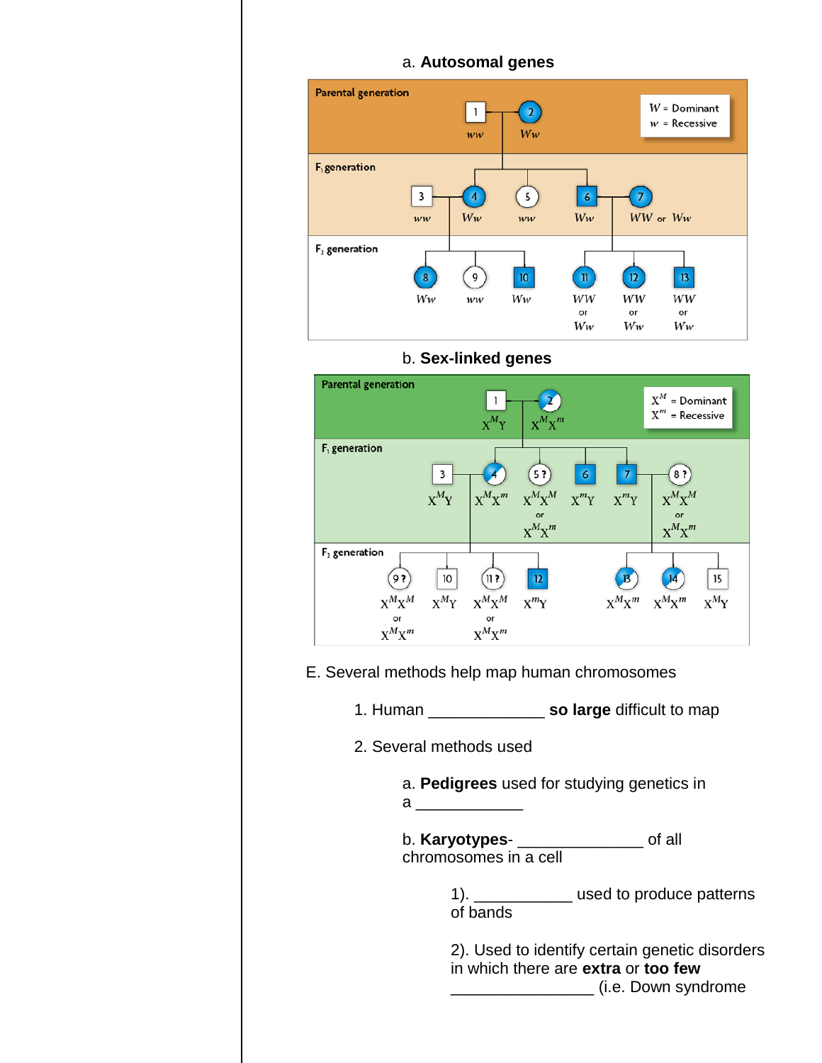a. **Autosomal genes**

Parental generation

W = Dominant
w = Recessive

1 ww
2 Ww

F1 generation

3 ww
4 Ww
5 ww
6 Ww
7 WW or Ww

F2 generation

8 Ww
9 ww
10 Ww
11 WW or Ww
12 WW or Ww
13 WW or Ww

b. **Sex-linked genes**

Parental generation

$X^M$ = Dominant
$X^m$ = Recessive

1 $X^MY$
2 $X^MX^m$

F1 generation

3 $X^MY$
4 $X^MX^m$
5 ? $X^MX^M$ or $X^MX^m$
6 $X^mY$
7 $X^mY$
8 ? $X^MX^M$ or $X^MX^m$

F2 generation

9 ? $X^MX^M$ or $X^MX^m$
10 $X^MY$
11 ? $X^MX^M$ or $X^MX^m$
12 $X^mY$
13 $X^MX^m$
14 $X^MX^m$
15 $X^MY$

E. Several methods help map human chromosomes

1. Human _____________ **so large** difficult to map

2. Several methods used

   a. **Pedigrees** used for studying genetics in a ____________

   b. **Karyotypes**- ______________ of all chromosomes in a cell

      1). ___________ used to produce patterns of bands

      2). Used to identify certain genetic disorders in which there are **extra** or **too few** ________________ (i.e. Down syndrome